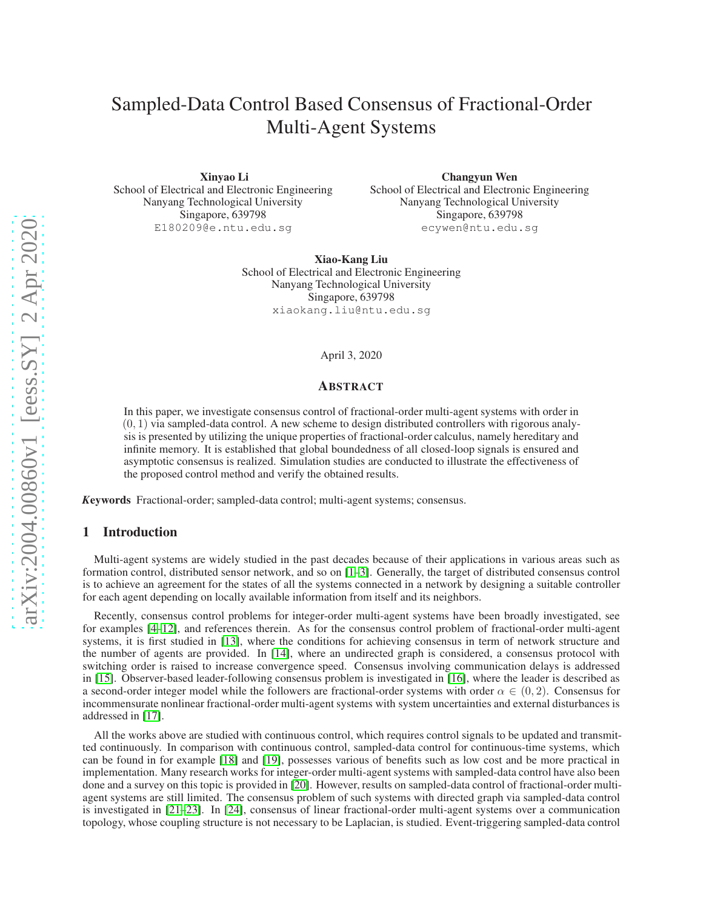# Sampled-Data Control Based Consensus of Fractional-Order Multi-Agent Systems

**Xinyao Li**
School of Electrical and Electronic Engineering
Nanyang Technological University
Singapore, 639798
E180209@e.ntu.edu.sg

**Changyun Wen**
School of Electrical and Electronic Engineering
Nanyang Technological University
Singapore, 639798
ecywen@ntu.edu.sg

**Xiao-Kang Liu**
School of Electrical and Electronic Engineering
Nanyang Technological University
Singapore, 639798
xiaokang.liu@ntu.edu.sg

April 3, 2020

## Abstract

In this paper, we investigate consensus control of fractional-order multi-agent systems with order in $(0,1)$ via sampled-data control. A new scheme to design distributed controllers with rigorous analysis is presented by utilizing the unique properties of fractional-order calculus, namely hereditary and infinite memory. It is established that global boundedness of all closed-loop signals is ensured and asymptotic consensus is realized. Simulation studies are conducted to illustrate the effectiveness of the proposed control method and verify the obtained results.

***Keywords*** Fractional-order; sampled-data control; multi-agent systems; consensus.

## 1 Introduction

Multi-agent systems are widely studied in the past decades because of their applications in various areas such as formation control, distributed sensor network, and so on [1–3]. Generally, the target of distributed consensus control is to achieve an agreement for the states of all the systems connected in a network by designing a suitable controller for each agent depending on locally available information from itself and its neighbors.

Recently, consensus control problems for integer-order multi-agent systems have been broadly investigated, see for examples [4–12], and references therein. As for the consensus control problem of fractional-order multi-agent systems, it is first studied in [13], where the conditions for achieving consensus in term of network structure and the number of agents are provided. In [14], where an undirected graph is considered, a consensus protocol with switching order is raised to increase convergence speed. Consensus involving communication delays is addressed in [15]. Observer-based leader-following consensus problem is investigated in [16], where the leader is described as a second-order integer model while the followers are fractional-order systems with order $\alpha \in (0,2)$. Consensus for incommensurate nonlinear fractional-order multi-agent systems with system uncertainties and external disturbances is addressed in [17].

All the works above are studied with continuous control, which requires control signals to be updated and transmitted continuously. In comparison with continuous control, sampled-data control for continuous-time systems, which can be found in for example [18] and [19], possesses various of benefits such as low cost and be more practical in implementation. Many research works for integer-order multi-agent systems with sampled-data control have also been done and a survey on this topic is provided in [20]. However, results on sampled-data control of fractional-order multi-agent systems are still limited. The consensus problem of such systems with directed graph via sampled-data control is investigated in [21–23]. In [24], consensus of linear fractional-order multi-agent systems over a communication topology, whose coupling structure is not necessary to be Laplacian, is studied. Event-triggering sampled-data control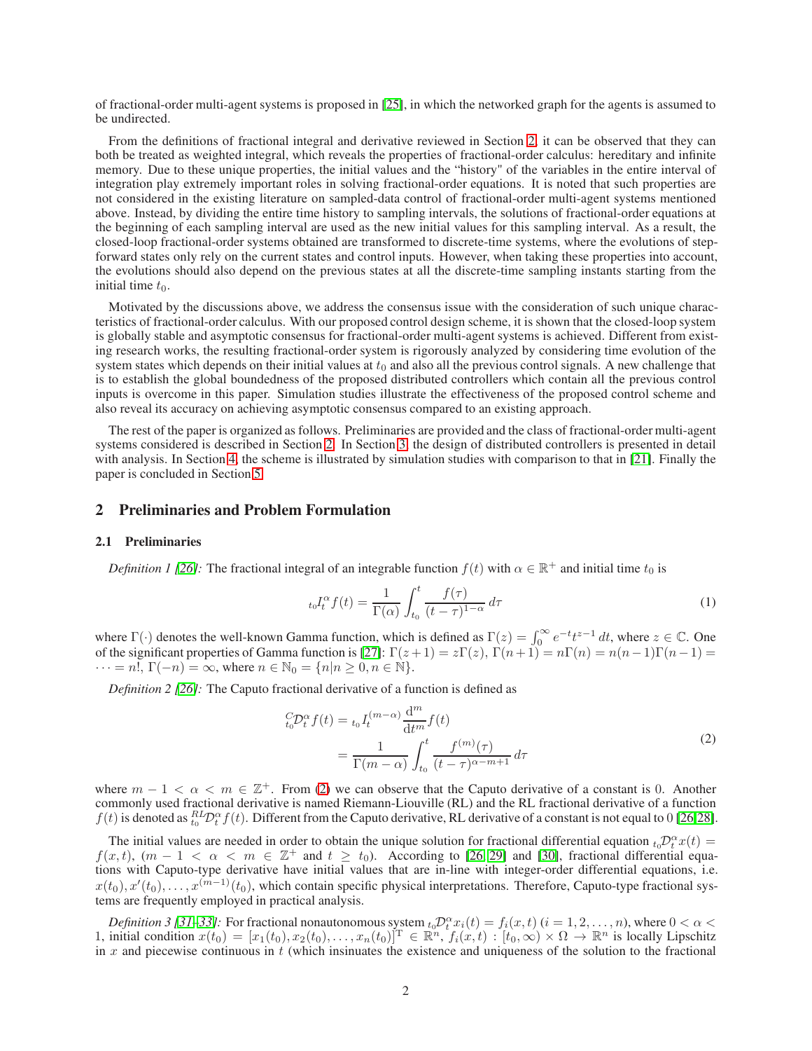of fractional-order multi-agent systems is proposed in [25], in which the networked graph for the agents is assumed to be undirected.

From the definitions of fractional integral and derivative reviewed in Section 2, it can be observed that they can both be treated as weighted integral, which reveals the properties of fractional-order calculus: hereditary and infinite memory. Due to these unique properties, the initial values and the "history" of the variables in the entire interval of integration play extremely important roles in solving fractional-order equations. It is noted that such properties are not considered in the existing literature on sampled-data control of fractional-order multi-agent systems mentioned above. Instead, by dividing the entire time history to sampling intervals, the solutions of fractional-order equations at the beginning of each sampling interval are used as the new initial values for this sampling interval. As a result, the closed-loop fractional-order systems obtained are transformed to discrete-time systems, where the evolutions of step-forward states only rely on the current states and control inputs. However, when taking these properties into account, the evolutions should also depend on the previous states at all the discrete-time sampling instants starting from the initial time $t_0$.

Motivated by the discussions above, we address the consensus issue with the consideration of such unique characteristics of fractional-order calculus. With our proposed control design scheme, it is shown that the closed-loop system is globally stable and asymptotic consensus for fractional-order multi-agent systems is achieved. Different from existing research works, the resulting fractional-order system is rigorously analyzed by considering time evolution of the system states which depends on their initial values at $t_0$ and also all the previous control signals. A new challenge that is to establish the global boundedness of the proposed distributed controllers which contain all the previous control inputs is overcome in this paper. Simulation studies illustrate the effectiveness of the proposed control scheme and also reveal its accuracy on achieving asymptotic consensus compared to an existing approach.

The rest of the paper is organized as follows. Preliminaries are provided and the class of fractional-order multi-agent systems considered is described in Section 2. In Section 3, the design of distributed controllers is presented in detail with analysis. In Section 4, the scheme is illustrated by simulation studies with comparison to that in [21]. Finally the paper is concluded in Section 5.

## 2 Preliminaries and Problem Formulation

### 2.1 Preliminaries

*Definition 1 [26]:* The fractional integral of an integrable function $f(t)$ with $\alpha \in \mathbb{R}^+$ and initial time $t_0$ is

$$
{}_{t_0}I_t^{\alpha} f(t) = \frac{1}{\Gamma(\alpha)} \int_{t_0}^{t} \frac{f(\tau)}{(t-\tau)^{1-\alpha}}\, d\tau \tag{1}
$$

where $\Gamma(\cdot)$ denotes the well-known Gamma function, which is defined as $\Gamma(z) = \int_0^{\infty} e^{-t} t^{z-1}\, dt$, where $z \in \mathbb{C}$. One of the significant properties of Gamma function is [27]: $\Gamma(z+1) = z\Gamma(z)$, $\Gamma(n+1) = n\Gamma(n) = n(n-1)\Gamma(n-1) = \cdots = n!$, $\Gamma(-n) = \infty$, where $n \in \mathbb{N}_0 = \{n | n \geq 0, n \in \mathbb{N}\}$.

*Definition 2 [26]:* The Caputo fractional derivative of a function is defined as

$$
\begin{aligned}
{}_{t_0}^{C}\mathcal{D}_t^{\alpha} f(t) &= {}_{t_0}I_t^{(m-\alpha)} \frac{\mathrm{d}^m}{\mathrm{d}t^m} f(t) \\
&= \frac{1}{\Gamma(m-\alpha)} \int_{t_0}^{t} \frac{f^{(m)}(\tau)}{(t-\tau)^{\alpha-m+1}}\, d\tau
\end{aligned} \tag{2}
$$

where $m-1 < \alpha < m \in \mathbb{Z}^+$. From (2) we can observe that the Caputo derivative of a constant is 0. Another commonly used fractional derivative is named Riemann-Liouville (RL) and the RL fractional derivative of a function $f(t)$ is denoted as ${}_{t_0}^{RL}\mathcal{D}_t^{\alpha} f(t)$. Different from the Caputo derivative, RL derivative of a constant is not equal to 0 [26,28].

The initial values are needed in order to obtain the unique solution for fractional differential equation ${}_{t_0}\mathcal{D}_t^{\alpha} x(t) = f(x,t)$, $(m-1 < \alpha < m \in \mathbb{Z}^+$ and $t \geq t_0)$. According to [26, 29] and [30], fractional differential equations with Caputo-type derivative have initial values that are in-line with integer-order differential equations, i.e. $x(t_0), x'(t_0), \ldots, x^{(m-1)}(t_0)$, which contain specific physical interpretations. Therefore, Caputo-type fractional systems are frequently employed in practical analysis.

*Definition 3 [31–33]:* For fractional nonautonomous system ${}_{t_0}\mathcal{D}_t^{\alpha} x_i(t) = f_i(x,t)$ $(i = 1, 2, \ldots, n)$, where $0 < \alpha < 1$, initial condition $x(t_0) = [x_1(t_0), x_2(t_0), \ldots, x_n(t_0)]^{\mathrm{T}} \in \mathbb{R}^n$, $f_i(x,t) : [t_0, \infty) \times \Omega \to \mathbb{R}^n$ is locally Lipschitz in $x$ and piecewise continuous in $t$ (which insinuates the existence and uniqueness of the solution to the fractional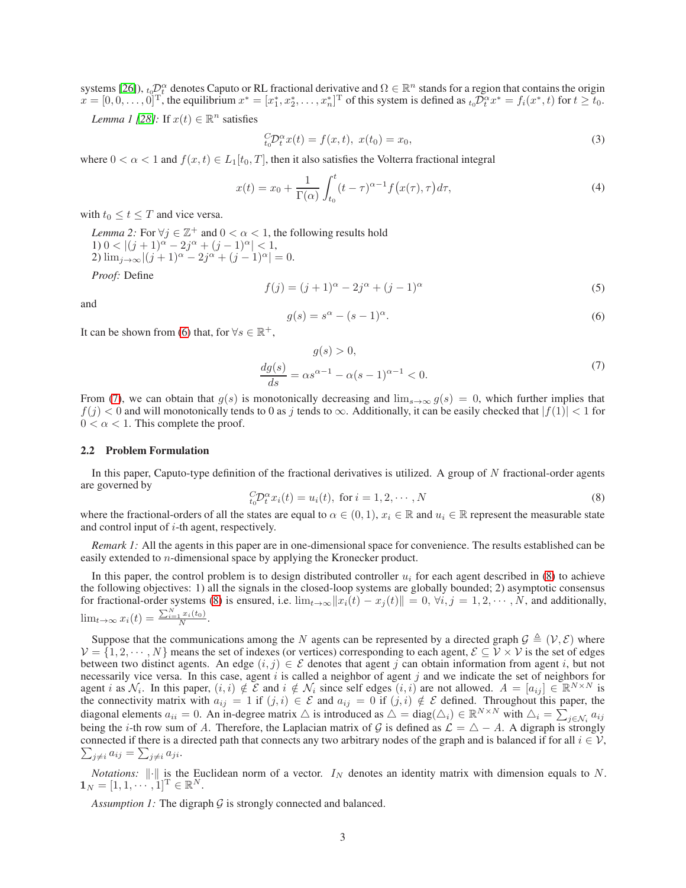systems [26]), ${}_{t_0}\mathcal{D}_t^{\alpha}$ denotes Caputo or RL fractional derivative and $\Omega \in \mathbb{R}^n$ stands for a region that contains the origin $x = [0, 0, \ldots, 0]^{\mathrm{T}}$, the equilibrium $x^* = [x_1^*, x_2^*, \ldots, x_n^*]^{\mathrm{T}}$ of this system is defined as ${}_{t_0}\mathcal{D}_t^{\alpha} x^* = f_i(x^*, t)$ for $t \geq t_0$.

*Lemma 1 [28]:* If $x(t) \in \mathbb{R}^n$ satisfies

$$
{}_{t_0}^{C}\mathcal{D}_t^{\alpha} x(t) = f(x, t), \; x(t_0) = x_0, \tag{3}
$$

where $0 < \alpha < 1$ and $f(x, t) \in L_1[t_0, T]$, then it also satisfies the Volterra fractional integral

$$
x(t) = x_0 + \frac{1}{\Gamma(\alpha)} \int_{t_0}^{t} (t - \tau)^{\alpha - 1} f\big(x(\tau), \tau\big) d\tau, \tag{4}
$$

with $t_0 \leq t \leq T$ and vice versa.

*Lemma 2:* For $\forall j \in \mathbb{Z}^+$ and $0 < \alpha < 1$, the following results hold
1) $0 < |(j+1)^{\alpha} - 2j^{\alpha} + (j-1)^{\alpha}| < 1$,
2) $\lim_{j \to \infty} |(j+1)^{\alpha} - 2j^{\alpha} + (j-1)^{\alpha}| = 0$.

*Proof:* Define

$$
f(j) = (j+1)^{\alpha} - 2j^{\alpha} + (j-1)^{\alpha} \tag{5}
$$

and

$$
g(s) = s^{\alpha} - (s-1)^{\alpha}. \tag{6}
$$

It can be shown from (6) that, for $\forall s \in \mathbb{R}^+$,

$$
\begin{aligned}
& g(s) > 0, \\
& \frac{dg(s)}{ds} = \alpha s^{\alpha - 1} - \alpha (s-1)^{\alpha - 1} < 0.
\end{aligned} \tag{7}
$$

From (7), we can obtain that $g(s)$ is monotonically decreasing and $\lim_{s \to \infty} g(s) = 0$, which further implies that $f(j) < 0$ and will monotonically tends to 0 as $j$ tends to $\infty$. Additionally, it can be easily checked that $|f(1)| < 1$ for $0 < \alpha < 1$. This complete the proof.

## 2.2 Problem Formulation

In this paper, Caputo-type definition of the fractional derivatives is utilized. A group of $N$ fractional-order agents are governed by

$$
{}_{t_0}^{C}\mathcal{D}_t^{\alpha} x_i(t) = u_i(t), \text{ for } i = 1, 2, \cdots, N \tag{8}
$$

where the fractional-orders of all the states are equal to $\alpha \in (0, 1)$, $x_i \in \mathbb{R}$ and $u_i \in \mathbb{R}$ represent the measurable state and control input of $i$-th agent, respectively.

*Remark 1:* All the agents in this paper are in one-dimensional space for convenience. The results established can be easily extended to $n$-dimensional space by applying the Kronecker product.

In this paper, the control problem is to design distributed controller $u_i$ for each agent described in (8) to achieve the following objectives: 1) all the signals in the closed-loop systems are globally bounded; 2) asymptotic consensus for fractional-order systems (8) is ensured, i.e. $\lim_{t \to \infty} \|x_i(t) - x_j(t)\| = 0$, $\forall i, j = 1, 2, \cdots, N$, and additionally, $\lim_{t \to \infty} x_i(t) = \frac{\sum_{i=1}^{N} x_i(t_0)}{N}$.

Suppose that the communications among the $N$ agents can be represented by a directed graph $\mathcal{G} \triangleq (\mathcal{V}, \mathcal{E})$ where $\mathcal{V} = \{1, 2, \cdots, N\}$ means the set of indexes (or vertices) corresponding to each agent, $\mathcal{E} \subseteq \mathcal{V} \times \mathcal{V}$ is the set of edges between two distinct agents. An edge $(i, j) \in \mathcal{E}$ denotes that agent $j$ can obtain information from agent $i$, but not necessarily vice versa. In this case, agent $i$ is called a neighbor of agent $j$ and we indicate the set of neighbors for agent $i$ as $\mathcal{N}_i$. In this paper, $(i, i) \notin \mathcal{E}$ and $i \notin \mathcal{N}_i$ since self edges $(i, i)$ are not allowed. $A = [a_{ij}] \in \mathbb{R}^{N \times N}$ is the connectivity matrix with $a_{ij} = 1$ if $(j, i) \in \mathcal{E}$ and $a_{ij} = 0$ if $(j, i) \notin \mathcal{E}$ defined. Throughout this paper, the diagonal elements $a_{ii} = 0$. An in-degree matrix $\triangle$ is introduced as $\triangle = \mathrm{diag}(\triangle_i) \in \mathbb{R}^{N \times N}$ with $\triangle_i = \sum_{j \in \mathcal{N}_i} a_{ij}$ being the $i$-th row sum of $A$. Therefore, the Laplacian matrix of $\mathcal{G}$ is defined as $\mathcal{L} = \triangle - A$. A digraph is strongly connected if there is a directed path that connects any two arbitrary nodes of the graph and is balanced if for all $i \in \mathcal{V}$, $\sum_{j \neq i} a_{ij} = \sum_{j \neq i} a_{ji}$.

*Notations:* $\|\cdot\|$ is the Euclidean norm of a vector. $I_N$ denotes an identity matrix with dimension equals to $N$. $\mathbf{1}_N = [1, 1, \cdots, 1]^{\mathrm{T}} \in \mathbb{R}^N$.

*Assumption 1:* The digraph $\mathcal{G}$ is strongly connected and balanced.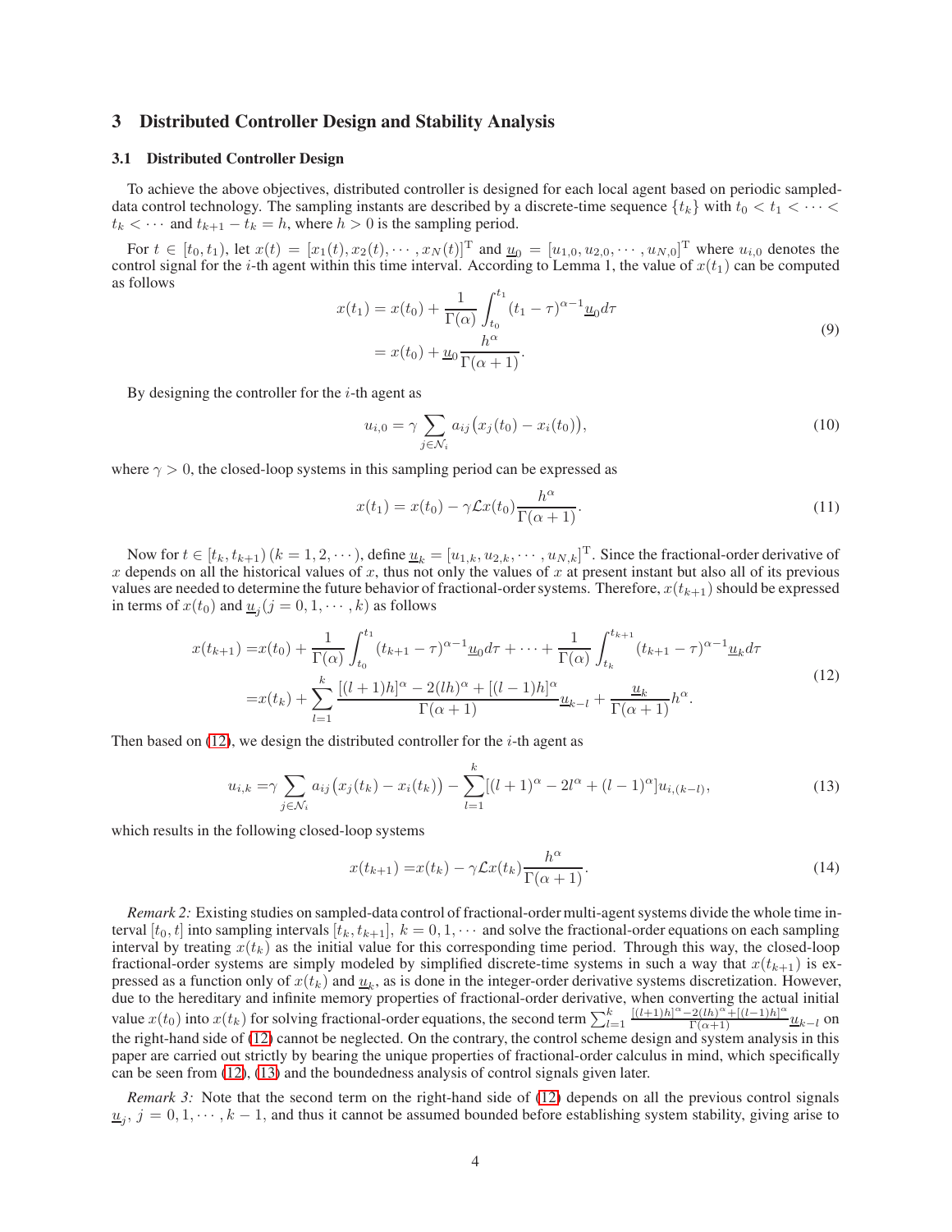## 3 Distributed Controller Design and Stability Analysis

### 3.1 Distributed Controller Design

To achieve the above objectives, distributed controller is designed for each local agent based on periodic sampled-data control technology. The sampling instants are described by a discrete-time sequence $\{t_k\}$ with $t_0 < t_1 < \cdots < t_k < \cdots$ and $t_{k+1} - t_k = h$, where $h > 0$ is the sampling period.

For $t \in [t_0, t_1)$, let $x(t) = [x_1(t), x_2(t), \cdots, x_N(t)]^{\mathrm{T}}$ and $\underline{u}_0 = [u_{1,0}, u_{2,0}, \cdots, u_{N,0}]^{\mathrm{T}}$ where $u_{i,0}$ denotes the control signal for the $i$-th agent within this time interval. According to Lemma 1, the value of $x(t_1)$ can be computed as follows

$$
\begin{aligned}
x(t_1) &= x(t_0) + \frac{1}{\Gamma(\alpha)} \int_{t_0}^{t_1} (t_1 - \tau)^{\alpha-1} \underline{u}_0 d\tau \\
&= x(t_0) + \underline{u}_0 \frac{h^\alpha}{\Gamma(\alpha+1)}.
\end{aligned}
\tag{9}
$$

By designing the controller for the $i$-th agent as

$$
u_{i,0} = \gamma \sum_{j \in \mathcal{N}_i} a_{ij}\big(x_j(t_0) - x_i(t_0)\big),
\tag{10}
$$

where $\gamma > 0$, the closed-loop systems in this sampling period can be expressed as

$$
x(t_1) = x(t_0) - \gamma \mathcal{L} x(t_0) \frac{h^\alpha}{\Gamma(\alpha+1)}.
\tag{11}
$$

Now for $t \in [t_k, t_{k+1})$ $(k = 1, 2, \cdots)$, define $\underline{u}_k = [u_{1,k}, u_{2,k}, \cdots, u_{N,k}]^{\mathrm{T}}$. Since the fractional-order derivative of $x$ depends on all the historical values of $x$, thus not only the values of $x$ at present instant but also all of its previous values are needed to determine the future behavior of fractional-order systems. Therefore, $x(t_{k+1})$ should be expressed in terms of $x(t_0)$ and $\underline{u}_j (j = 0, 1, \cdots, k)$ as follows

$$
\begin{aligned}
x(t_{k+1}) =& x(t_0) + \frac{1}{\Gamma(\alpha)} \int_{t_0}^{t_1} (t_{k+1} - \tau)^{\alpha-1} \underline{u}_0 d\tau + \cdots + \frac{1}{\Gamma(\alpha)} \int_{t_k}^{t_{k+1}} (t_{k+1} - \tau)^{\alpha-1} \underline{u}_k d\tau \\
=& x(t_k) + \sum_{l=1}^{k} \frac{[(l+1)h]^\alpha - 2(lh)^\alpha + [(l-1)h]^\alpha}{\Gamma(\alpha+1)} \underline{u}_{k-l} + \frac{\underline{u}_k}{\Gamma(\alpha+1)} h^\alpha.
\end{aligned}
\tag{12}
$$

Then based on (12), we design the distributed controller for the $i$-th agent as

$$
u_{i,k} = \gamma \sum_{j \in \mathcal{N}_i} a_{ij}\big(x_j(t_k) - x_i(t_k)\big) - \sum_{l=1}^{k} [(l+1)^\alpha - 2l^\alpha + (l-1)^\alpha] u_{i,(k-l)},
\tag{13}
$$

which results in the following closed-loop systems

$$
x(t_{k+1}) = x(t_k) - \gamma \mathcal{L} x(t_k) \frac{h^\alpha}{\Gamma(\alpha+1)}.
\tag{14}
$$

*Remark 2:* Existing studies on sampled-data control of fractional-order multi-agent systems divide the whole time interval $[t_0, t]$ into sampling intervals $[t_k, t_{k+1}]$, $k = 0, 1, \cdots$ and solve the fractional-order equations on each sampling interval by treating $x(t_k)$ as the initial value for this corresponding time period. Through this way, the closed-loop fractional-order systems are simply modeled by simplified discrete-time systems in such a way that $x(t_{k+1})$ is expressed as a function only of $x(t_k)$ and $\underline{u}_k$, as is done in the integer-order derivative systems discretization. However, due to the hereditary and infinite memory properties of fractional-order derivative, when converting the actual initial value $x(t_0)$ into $x(t_k)$ for solving fractional-order equations, the second term $\sum_{l=1}^{k} \frac{[(l+1)h]^\alpha - 2(lh)^\alpha + [(l-1)h]^\alpha}{\Gamma(\alpha+1)} \underline{u}_{k-l}$ on the right-hand side of (12) cannot be neglected. On the contrary, the control scheme design and system analysis in this paper are carried out strictly by bearing the unique properties of fractional-order calculus in mind, which specifically can be seen from (12), (13) and the boundedness analysis of control signals given later.

*Remark 3:* Note that the second term on the right-hand side of (12) depends on all the previous control signals $\underline{u}_j$, $j = 0, 1, \cdots, k-1$, and thus it cannot be assumed bounded before establishing system stability, giving rise to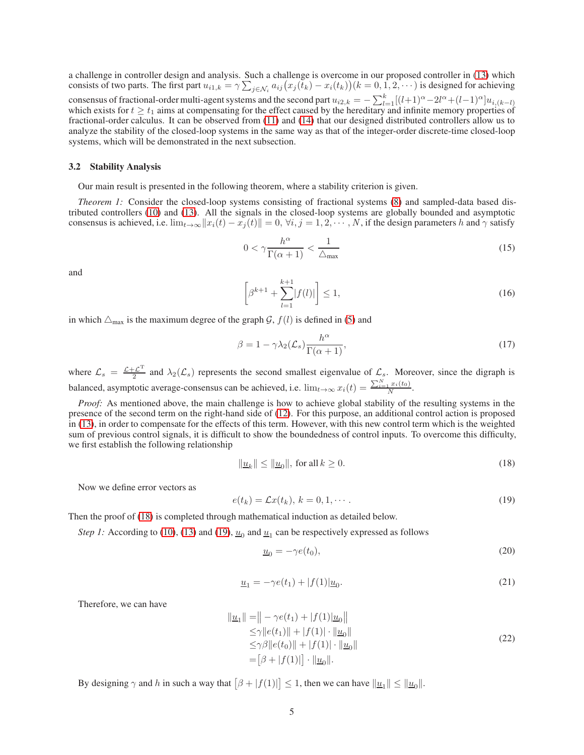a challenge in controller design and analysis. Such a challenge is overcome in our proposed controller in (13) which consists of two parts. The first part $u_{i1,k} = \gamma \sum_{j\in\mathcal{N}_i} a_{ij}\big(x_j(t_k) - x_i(t_k)\big)(k = 0, 1, 2, \cdots)$ is designed for achieving consensus of fractional-order multi-agent systems and the second part $u_{i2,k} = -\sum_{l=1}^{k}[(l+1)^\alpha - 2l^\alpha + (l-1)^\alpha]u_{i,(k-l)}$ which exists for $t \geq t_1$ aims at compensating for the effect caused by the hereditary and infinite memory properties of fractional-order calculus. It can be observed from (11) and (14) that our designed distributed controllers allow us to analyze the stability of the closed-loop systems in the same way as that of the integer-order discrete-time closed-loop systems, which will be demonstrated in the next subsection.

### 3.2 Stability Analysis

Our main result is presented in the following theorem, where a stability criterion is given.

*Theorem 1:* Consider the closed-loop systems consisting of fractional systems (8) and sampled-data based distributed controllers (10) and (13). All the signals in the closed-loop systems are globally bounded and asymptotic consensus is achieved, i.e. $\lim_{t\to\infty}\|x_i(t) - x_j(t)\| = 0$, $\forall i, j = 1, 2, \cdots, N$, if the design parameters $h$ and $\gamma$ satisfy

$$0 < \gamma \frac{h^\alpha}{\Gamma(\alpha+1)} < \frac{1}{\triangle_{\max}} \tag{15}$$

and

$$\left[\beta^{k+1} + \sum_{l=1}^{k+1} |f(l)|\right] \leq 1, \tag{16}$$

in which $\triangle_{\max}$ is the maximum degree of the graph $\mathcal{G}$, $f(l)$ is defined in (5) and

$$\beta = 1 - \gamma \lambda_2(\mathcal{L}_s)\frac{h^\alpha}{\Gamma(\alpha+1)}, \tag{17}$$

where $\mathcal{L}_s = \frac{\mathcal{L}+\mathcal{L}^{\mathrm{T}}}{2}$ and $\lambda_2(\mathcal{L}_s)$ represents the second smallest eigenvalue of $\mathcal{L}_s$. Moreover, since the digraph is balanced, asymptotic average-consensus can be achieved, i.e. $\lim_{t\to\infty} x_i(t) = \frac{\sum_{i=1}^{N} x_i(t_0)}{N}$.

*Proof:* As mentioned above, the main challenge is how to achieve global stability of the resulting systems in the presence of the second term on the right-hand side of (12). For this purpose, an additional control action is proposed in (13), in order to compensate for the effects of this term. However, with this new control term which is the weighted sum of previous control signals, it is difficult to show the boundedness of control inputs. To overcome this difficulty, we first establish the following relationship

$$\|\underline{u}_k\| \leq \|\underline{u}_0\|, \text{ for all } k \geq 0. \tag{18}$$

Now we define error vectors as

$$e(t_k) = \mathcal{L}x(t_k),\ k = 0, 1, \cdots. \tag{19}$$

Then the proof of (18) is completed through mathematical induction as detailed below.

*Step 1:* According to (10), (13) and (19), $\underline{u}_0$ and $\underline{u}_1$ can be respectively expressed as follows

$$\underline{u}_0 = -\gamma e(t_0), \tag{20}$$

$$\underline{u}_1 = -\gamma e(t_1) + |f(1)|\underline{u}_0. \tag{21}$$

Therefore, we can have

$$\begin{aligned}
\|\underline{u}_1\| =& \big\| -\gamma e(t_1) + |f(1)|\underline{u}_0 \big\| \\
\leq& \gamma \|e(t_1)\| + |f(1)| \cdot \|\underline{u}_0\| \\
\leq& \gamma\beta \|e(t_0)\| + |f(1)| \cdot \|\underline{u}_0\| \\
=& \big[\beta + |f(1)|\big] \cdot \|\underline{u}_0\|.
\end{aligned} \tag{22}$$

By designing $\gamma$ and $h$ in such a way that $\big[\beta + |f(1)|\big] \leq 1$, then we can have $\|\underline{u}_1\| \leq \|\underline{u}_0\|$.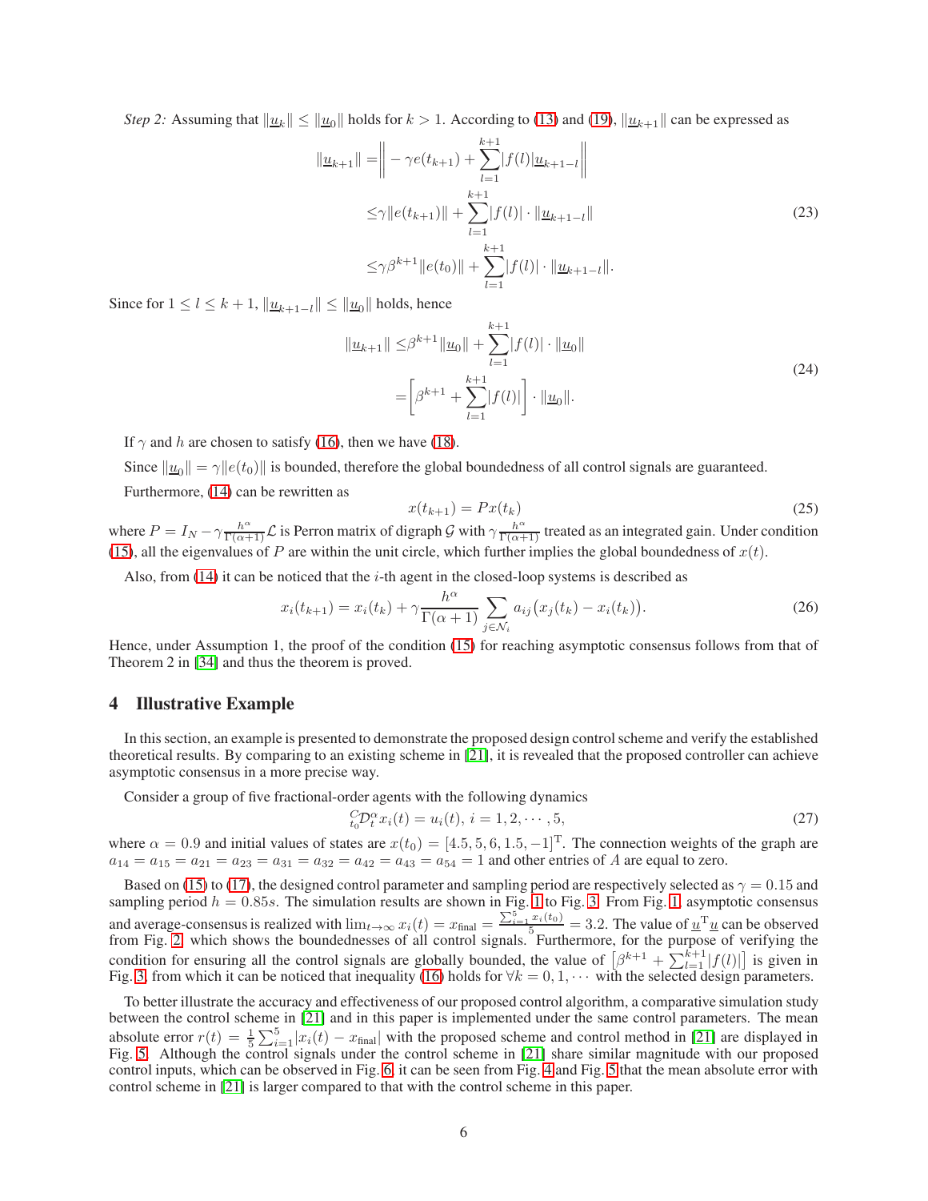*Step 2:* Assuming that $\|\underline{u}_k\| \leq \|\underline{u}_0\|$ holds for $k > 1$. According to (13) and (19), $\|\underline{u}_{k+1}\|$ can be expressed as

$$
\begin{aligned}
\|\underline{u}_{k+1}\| =& \left\| -\gamma e(t_{k+1}) + \sum_{l=1}^{k+1} |f(l)| \underline{u}_{k+1-l} \right\| \\
\leq& \gamma \|e(t_{k+1})\| + \sum_{l=1}^{k+1} |f(l)| \cdot \|\underline{u}_{k+1-l}\| \\
\leq& \gamma \beta^{k+1} \|e(t_0)\| + \sum_{l=1}^{k+1} |f(l)| \cdot \|\underline{u}_{k+1-l}\|.
\end{aligned} \tag{23}
$$

Since for $1 \leq l \leq k+1$, $\|\underline{u}_{k+1-l}\| \leq \|\underline{u}_0\|$ holds, hence

$$
\begin{aligned}
\|\underline{u}_{k+1}\| \leq& \beta^{k+1} \|\underline{u}_0\| + \sum_{l=1}^{k+1} |f(l)| \cdot \|\underline{u}_0\| \\
=& \left[ \beta^{k+1} + \sum_{l=1}^{k+1} |f(l)| \right] \cdot \|\underline{u}_0\|.
\end{aligned} \tag{24}
$$

If $\gamma$ and $h$ are chosen to satisfy (16), then we have (18).

Since $\|\underline{u}_0\| = \gamma \|e(t_0)\|$ is bounded, therefore the global boundedness of all control signals are guaranteed.

Furthermore, (14) can be rewritten as

$$
x(t_{k+1}) = P x(t_k) \tag{25}
$$

where $P = I_N - \gamma \frac{h^\alpha}{\Gamma(\alpha+1)} \mathcal{L}$ is Perron matrix of digraph $\mathcal{G}$ with $\gamma \frac{h^\alpha}{\Gamma(\alpha+1)}$ treated as an integrated gain. Under condition (15), all the eigenvalues of $P$ are within the unit circle, which further implies the global boundedness of $x(t)$.

Also, from (14) it can be noticed that the $i$-th agent in the closed-loop systems is described as

$$
x_i(t_{k+1}) = x_i(t_k) + \gamma \frac{h^\alpha}{\Gamma(\alpha+1)} \sum_{j \in \mathcal{N}_i} a_{ij} \big( x_j(t_k) - x_i(t_k) \big). \tag{26}
$$

Hence, under Assumption 1, the proof of the condition (15) for reaching asymptotic consensus follows from that of Theorem 2 in [34] and thus the theorem is proved.

## 4 Illustrative Example

In this section, an example is presented to demonstrate the proposed design control scheme and verify the established theoretical results. By comparing to an existing scheme in [21], it is revealed that the proposed controller can achieve asymptotic consensus in a more precise way.

Consider a group of five fractional-order agents with the following dynamics

$$
{}_{t_0}^{C}\mathcal{D}_t^\alpha x_i(t) = u_i(t), \; i = 1, 2, \cdots, 5, \tag{27}
$$

where $\alpha = 0.9$ and initial values of states are $x(t_0) = [4.5, 5, 6, 1.5, -1]^{\mathrm{T}}$. The connection weights of the graph are $a_{14} = a_{15} = a_{21} = a_{23} = a_{31} = a_{32} = a_{42} = a_{43} = a_{54} = 1$ and other entries of $A$ are equal to zero.

Based on (15) to (17), the designed control parameter and sampling period are respectively selected as $\gamma = 0.15$ and sampling period $h = 0.85s$. The simulation results are shown in Fig. 1 to Fig. 3. From Fig. 1, asymptotic consensus and average-consensus is realized with $\lim_{t \to \infty} x_i(t) = x_{\text{final}} = \frac{\sum_{i=1}^{5} x_i(t_0)}{5} = 3.2$. The value of $\underline{u}^{\mathrm{T}} \underline{u}$ can be observed from Fig. 2, which shows the boundednesses of all control signals. Furthermore, for the purpose of verifying the condition for ensuring all the control signals are globally bounded, the value of $\left[ \beta^{k+1} + \sum_{l=1}^{k+1} |f(l)| \right]$ is given in Fig. 3, from which it can be noticed that inequality (16) holds for $\forall k = 0, 1, \cdots$ with the selected design parameters.

To better illustrate the accuracy and effectiveness of our proposed control algorithm, a comparative simulation study between the control scheme in [21] and in this paper is implemented under the same control parameters. The mean absolute error $r(t) = \frac{1}{5} \sum_{i=1}^{5} |x_i(t) - x_{\text{final}}|$ with the proposed scheme and control method in [21] are displayed in Fig. 5. Although the control signals under the control scheme in [21] share similar magnitude with our proposed control inputs, which can be observed in Fig. 6, it can be seen from Fig. 4 and Fig. 5 that the mean absolute error with control scheme in [21] is larger compared to that with the control scheme in this paper.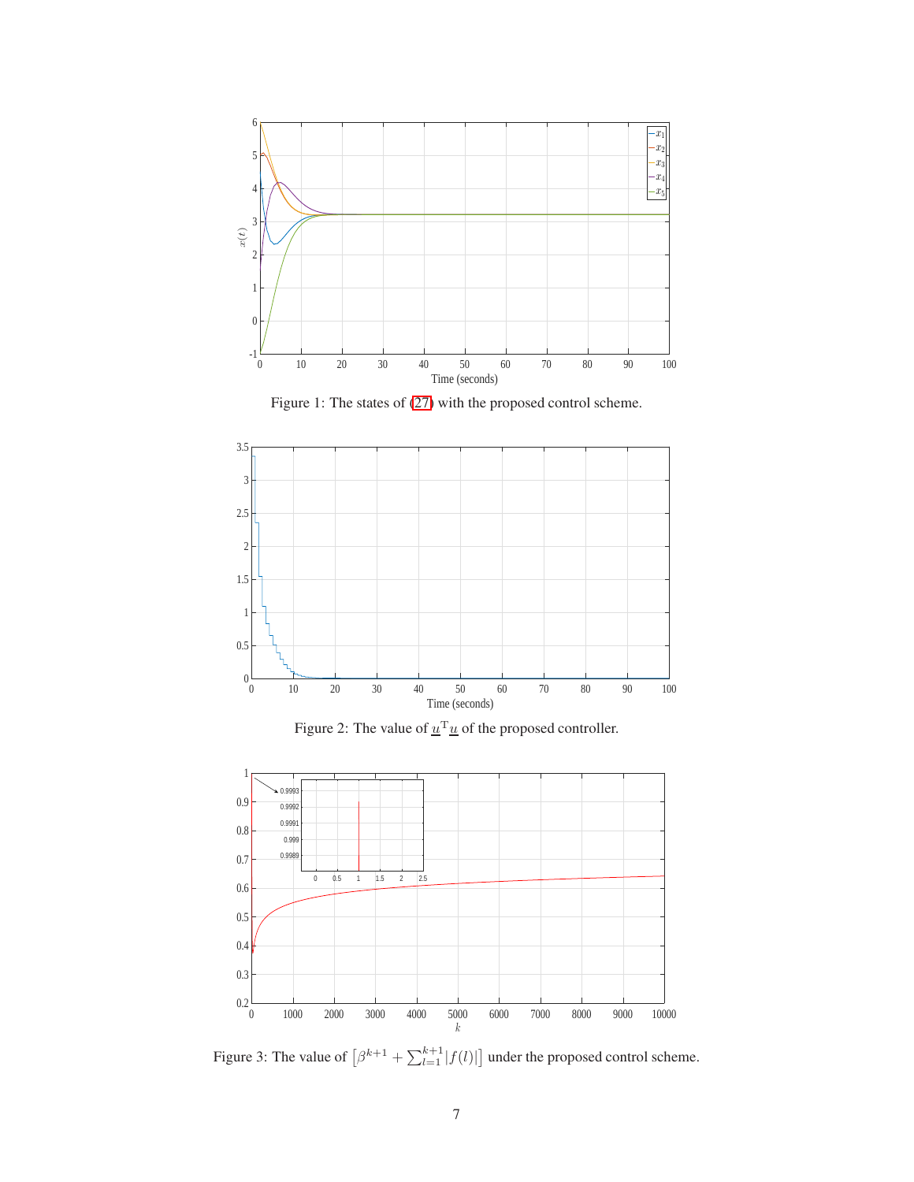Figure 1: The states of (27) with the proposed control scheme.

Figure 2: The value of $\underline{u}^{\mathrm{T}}\underline{u}$ of the proposed controller.

Figure 3: The value of $\left[\beta^{k+1} + \sum_{l=1}^{k+1}|f(l)|\right]$ under the proposed control scheme.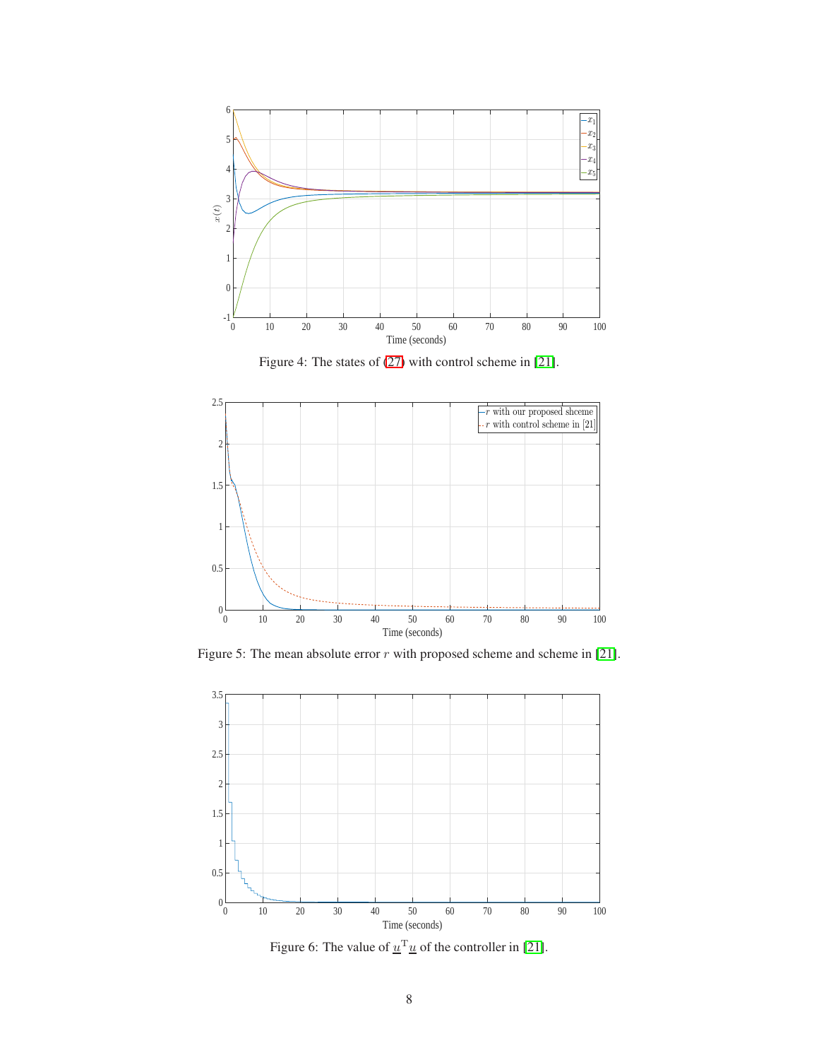Figure 4: The states of (27) with control scheme in [21].

Figure 5: The mean absolute error $r$ with proposed scheme and scheme in [21].

Figure 6: The value of $\underline{u}^{\mathrm{T}}\underline{u}$ of the controller in [21].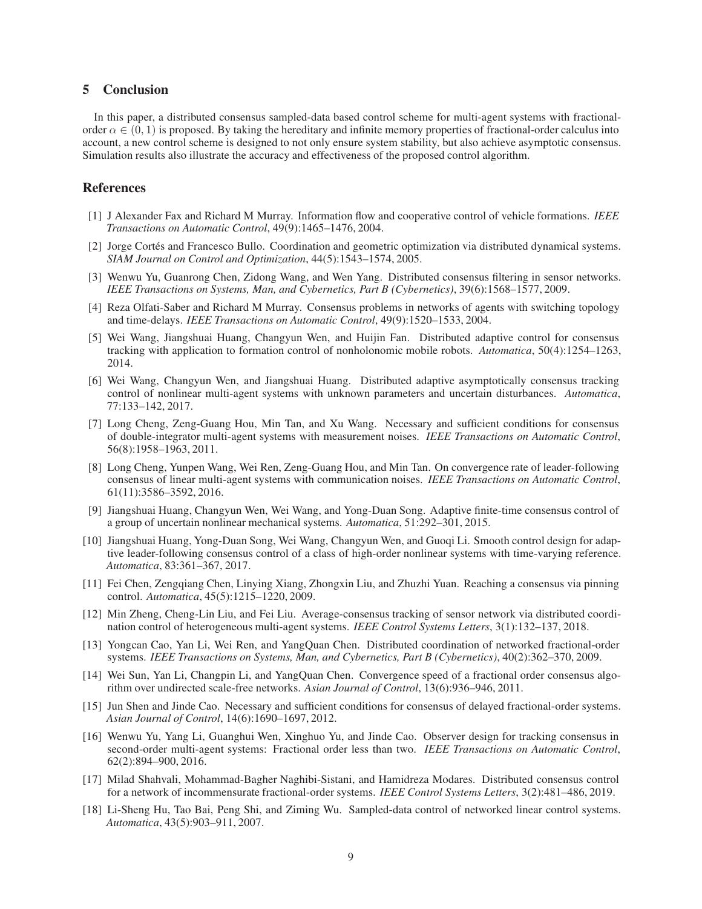## 5 Conclusion

In this paper, a distributed consensus sampled-data based control scheme for multi-agent systems with fractional-order $\alpha \in (0, 1)$ is proposed. By taking the hereditary and infinite memory properties of fractional-order calculus into account, a new control scheme is designed to not only ensure system stability, but also achieve asymptotic consensus. Simulation results also illustrate the accuracy and effectiveness of the proposed control algorithm.

## References

[1] J Alexander Fax and Richard M Murray. Information flow and cooperative control of vehicle formations. *IEEE Transactions on Automatic Control*, 49(9):1465–1476, 2004.

[2] Jorge Cortés and Francesco Bullo. Coordination and geometric optimization via distributed dynamical systems. *SIAM Journal on Control and Optimization*, 44(5):1543–1574, 2005.

[3] Wenwu Yu, Guanrong Chen, Zidong Wang, and Wen Yang. Distributed consensus filtering in sensor networks. *IEEE Transactions on Systems, Man, and Cybernetics, Part B (Cybernetics)*, 39(6):1568–1577, 2009.

[4] Reza Olfati-Saber and Richard M Murray. Consensus problems in networks of agents with switching topology and time-delays. *IEEE Transactions on Automatic Control*, 49(9):1520–1533, 2004.

[5] Wei Wang, Jiangshuai Huang, Changyun Wen, and Huijin Fan. Distributed adaptive control for consensus tracking with application to formation control of nonholonomic mobile robots. *Automatica*, 50(4):1254–1263, 2014.

[6] Wei Wang, Changyun Wen, and Jiangshuai Huang. Distributed adaptive asymptotically consensus tracking control of nonlinear multi-agent systems with unknown parameters and uncertain disturbances. *Automatica*, 77:133–142, 2017.

[7] Long Cheng, Zeng-Guang Hou, Min Tan, and Xu Wang. Necessary and sufficient conditions for consensus of double-integrator multi-agent systems with measurement noises. *IEEE Transactions on Automatic Control*, 56(8):1958–1963, 2011.

[8] Long Cheng, Yunpen Wang, Wei Ren, Zeng-Guang Hou, and Min Tan. On convergence rate of leader-following consensus of linear multi-agent systems with communication noises. *IEEE Transactions on Automatic Control*, 61(11):3586–3592, 2016.

[9] Jiangshuai Huang, Changyun Wen, Wei Wang, and Yong-Duan Song. Adaptive finite-time consensus control of a group of uncertain nonlinear mechanical systems. *Automatica*, 51:292–301, 2015.

[10] Jiangshuai Huang, Yong-Duan Song, Wei Wang, Changyun Wen, and Guoqi Li. Smooth control design for adaptive leader-following consensus control of a class of high-order nonlinear systems with time-varying reference. *Automatica*, 83:361–367, 2017.

[11] Fei Chen, Zengqiang Chen, Linying Xiang, Zhongxin Liu, and Zhuzhi Yuan. Reaching a consensus via pinning control. *Automatica*, 45(5):1215–1220, 2009.

[12] Min Zheng, Cheng-Lin Liu, and Fei Liu. Average-consensus tracking of sensor network via distributed coordination control of heterogeneous multi-agent systems. *IEEE Control Systems Letters*, 3(1):132–137, 2018.

[13] Yongcan Cao, Yan Li, Wei Ren, and YangQuan Chen. Distributed coordination of networked fractional-order systems. *IEEE Transactions on Systems, Man, and Cybernetics, Part B (Cybernetics)*, 40(2):362–370, 2009.

[14] Wei Sun, Yan Li, Changpin Li, and YangQuan Chen. Convergence speed of a fractional order consensus algorithm over undirected scale-free networks. *Asian Journal of Control*, 13(6):936–946, 2011.

[15] Jun Shen and Jinde Cao. Necessary and sufficient conditions for consensus of delayed fractional-order systems. *Asian Journal of Control*, 14(6):1690–1697, 2012.

[16] Wenwu Yu, Yang Li, Guanghui Wen, Xinghuo Yu, and Jinde Cao. Observer design for tracking consensus in second-order multi-agent systems: Fractional order less than two. *IEEE Transactions on Automatic Control*, 62(2):894–900, 2016.

[17] Milad Shahvali, Mohammad-Bagher Naghibi-Sistani, and Hamidreza Modares. Distributed consensus control for a network of incommensurate fractional-order systems. *IEEE Control Systems Letters*, 3(2):481–486, 2019.

[18] Li-Sheng Hu, Tao Bai, Peng Shi, and Ziming Wu. Sampled-data control of networked linear control systems. *Automatica*, 43(5):903–911, 2007.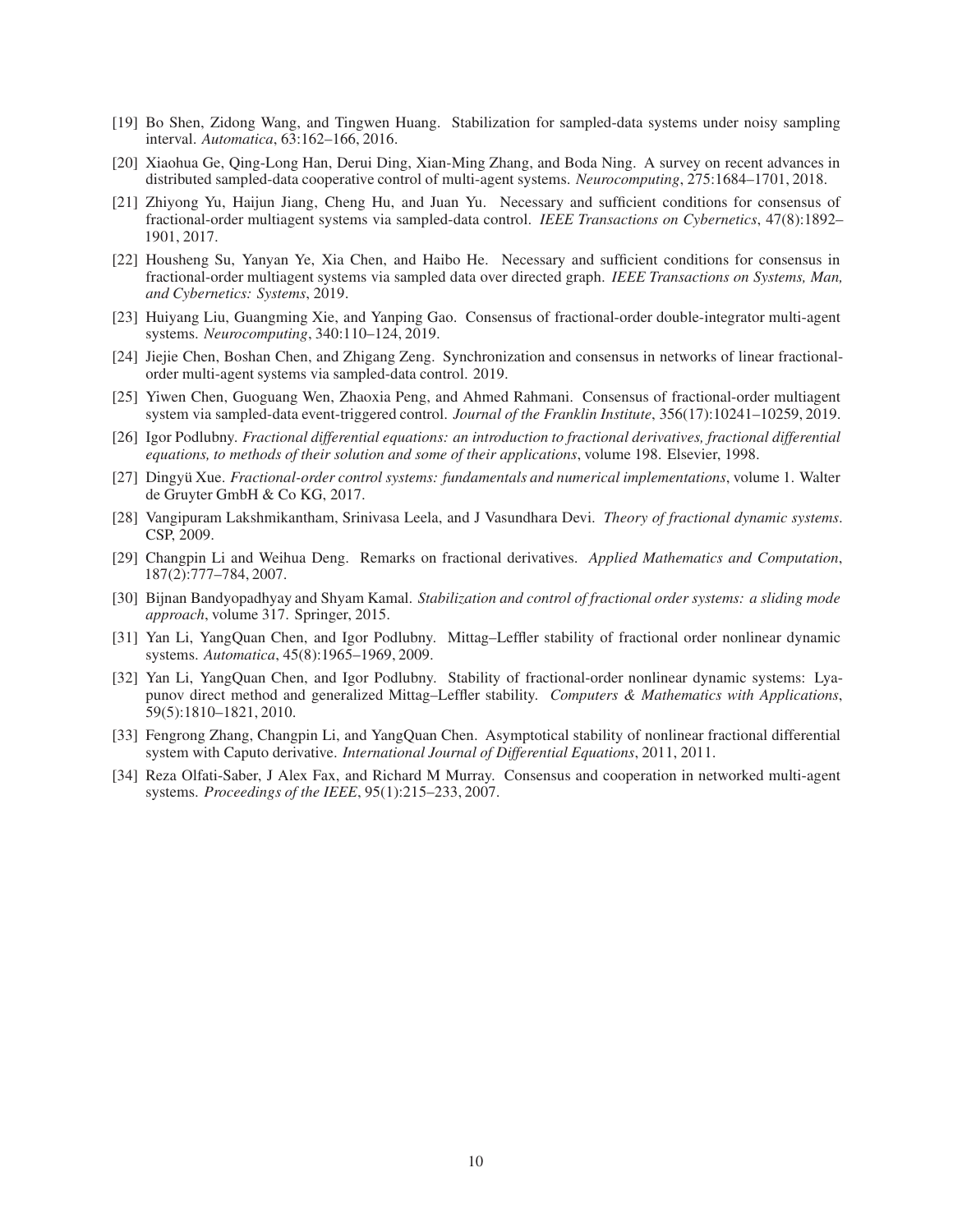[19] Bo Shen, Zidong Wang, and Tingwen Huang. Stabilization for sampled-data systems under noisy sampling interval. *Automatica*, 63:162–166, 2016.

[20] Xiaohua Ge, Qing-Long Han, Derui Ding, Xian-Ming Zhang, and Boda Ning. A survey on recent advances in distributed sampled-data cooperative control of multi-agent systems. *Neurocomputing*, 275:1684–1701, 2018.

[21] Zhiyong Yu, Haijun Jiang, Cheng Hu, and Juan Yu. Necessary and sufficient conditions for consensus of fractional-order multiagent systems via sampled-data control. *IEEE Transactions on Cybernetics*, 47(8):1892–1901, 2017.

[22] Housheng Su, Yanyan Ye, Xia Chen, and Haibo He. Necessary and sufficient conditions for consensus in fractional-order multiagent systems via sampled data over directed graph. *IEEE Transactions on Systems, Man, and Cybernetics: Systems*, 2019.

[23] Huiyang Liu, Guangming Xie, and Yanping Gao. Consensus of fractional-order double-integrator multi-agent systems. *Neurocomputing*, 340:110–124, 2019.

[24] Jiejie Chen, Boshan Chen, and Zhigang Zeng. Synchronization and consensus in networks of linear fractional-order multi-agent systems via sampled-data control. 2019.

[25] Yiwen Chen, Guoguang Wen, Zhaoxia Peng, and Ahmed Rahmani. Consensus of fractional-order multiagent system via sampled-data event-triggered control. *Journal of the Franklin Institute*, 356(17):10241–10259, 2019.

[26] Igor Podlubny. *Fractional differential equations: an introduction to fractional derivatives, fractional differential equations, to methods of their solution and some of their applications*, volume 198. Elsevier, 1998.

[27] Dingyü Xue. *Fractional-order control systems: fundamentals and numerical implementations*, volume 1. Walter de Gruyter GmbH & Co KG, 2017.

[28] Vangipuram Lakshmikantham, Srinivasa Leela, and J Vasundhara Devi. *Theory of fractional dynamic systems*. CSP, 2009.

[29] Changpin Li and Weihua Deng. Remarks on fractional derivatives. *Applied Mathematics and Computation*, 187(2):777–784, 2007.

[30] Bijnan Bandyopadhyay and Shyam Kamal. *Stabilization and control of fractional order systems: a sliding mode approach*, volume 317. Springer, 2015.

[31] Yan Li, YangQuan Chen, and Igor Podlubny. Mittag–Leffler stability of fractional order nonlinear dynamic systems. *Automatica*, 45(8):1965–1969, 2009.

[32] Yan Li, YangQuan Chen, and Igor Podlubny. Stability of fractional-order nonlinear dynamic systems: Lyapunov direct method and generalized Mittag–Leffler stability. *Computers & Mathematics with Applications*, 59(5):1810–1821, 2010.

[33] Fengrong Zhang, Changpin Li, and YangQuan Chen. Asymptotical stability of nonlinear fractional differential system with Caputo derivative. *International Journal of Differential Equations*, 2011, 2011.

[34] Reza Olfati-Saber, J Alex Fax, and Richard M Murray. Consensus and cooperation in networked multi-agent systems. *Proceedings of the IEEE*, 95(1):215–233, 2007.